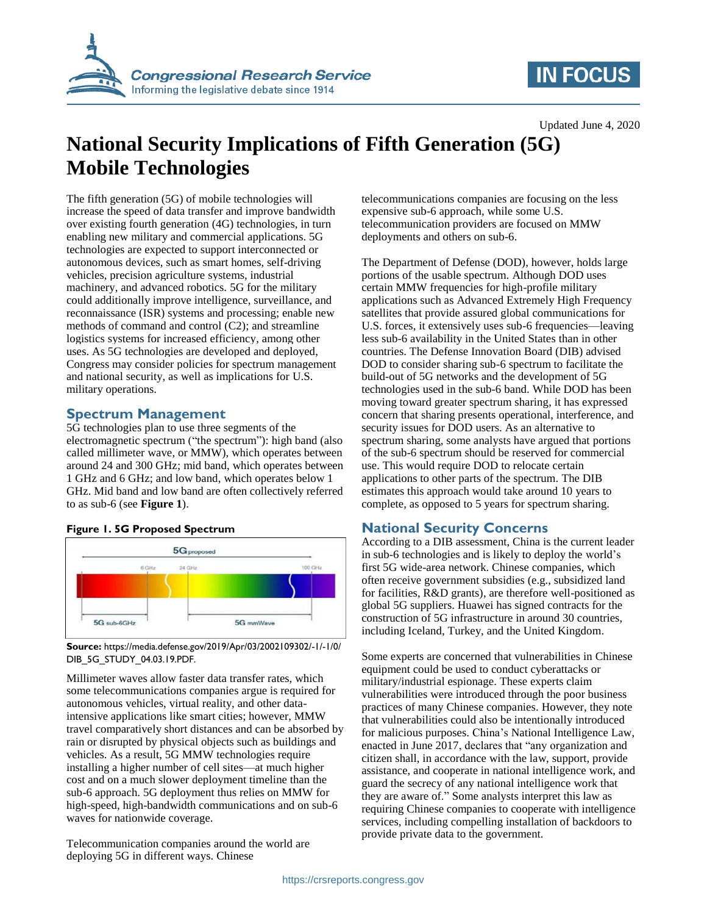Updated June 4, 2020

# National Security Implications of Fifth Generation (5G) Mobile Technologies

The fifth generation (5G) of mobile technologies will increase the speed of data transfer and improve bandwidth over existing fourth generation (4G) technologies, in turn enabling new military and commercial applications. 5G technologies are expected to support interconnected or autonomous devices, such as smart homes, self-driving vehicles, precision agriculture systems, industrial machinery, and advanced robotics. 5G for the military could additionally improve intelligence, surveillance, and reconnaissance (ISR) systems and processing; enable new methods of command and control (C2); and streamline logistics systems for increased efficiency, among other uses. As 5G technologies are developed and deployed, Congress may consider policies for spectrum management and national security, as well as implications for U.S. military operations.

## Spectrum Management

5G technologies plan to use three segments of the electromagnetic spectrum ("the spectrum"): high band (also called millimeter wave, or MMW), which operates between around 24 and 300 GHz; mid band, which operates between 1 GHz and 6 GHz; and low band, which operates below 1 GHz. Mid band and low band are often collectively referred to as sub-6 (see **Figure 1**).

**Figure 1. 5G Proposed Spectrum**

**Source:** https://media.defense.gov/2019/Apr/03/2002109302/-1/-1/0/DIB_5G_STUDY_04.03.19.PDF.

Millimeter waves allow faster data transfer rates, which some telecommunications companies argue is required for autonomous vehicles, virtual reality, and other data-intensive applications like smart cities; however, MMW travel comparatively short distances and can be absorbed by rain or disrupted by physical objects such as buildings and vehicles. As a result, 5G MMW technologies require installing a higher number of cell sites—at much higher cost and on a much slower deployment timeline than the sub-6 approach. 5G deployment thus relies on MMW for high-speed, high-bandwidth communications and on sub-6 waves for nationwide coverage.

Telecommunication companies around the world are deploying 5G in different ways. Chinese telecommunications companies are focusing on the less expensive sub-6 approach, while some U.S. telecommunication providers are focused on MMW deployments and others on sub-6.

The Department of Defense (DOD), however, holds large portions of the usable spectrum. Although DOD uses certain MMW frequencies for high-profile military applications such as Advanced Extremely High Frequency satellites that provide assured global communications for U.S. forces, it extensively uses sub-6 frequencies—leaving less sub-6 availability in the United States than in other countries. The Defense Innovation Board (DIB) advised DOD to consider sharing sub-6 spectrum to facilitate the build-out of 5G networks and the development of 5G technologies used in the sub-6 band. While DOD has been moving toward greater spectrum sharing, it has expressed concern that sharing presents operational, interference, and security issues for DOD users. As an alternative to spectrum sharing, some analysts have argued that portions of the sub-6 spectrum should be reserved for commercial use. This would require DOD to relocate certain applications to other parts of the spectrum. The DIB estimates this approach would take around 10 years to complete, as opposed to 5 years for spectrum sharing.

## National Security Concerns

According to a DIB assessment, China is the current leader in sub-6 technologies and is likely to deploy the world's first 5G wide-area network. Chinese companies, which often receive government subsidies (e.g., subsidized land for facilities, R&D grants), are therefore well-positioned as global 5G suppliers. Huawei has signed contracts for the construction of 5G infrastructure in around 30 countries, including Iceland, Turkey, and the United Kingdom.

Some experts are concerned that vulnerabilities in Chinese equipment could be used to conduct cyberattacks or military/industrial espionage. These experts claim vulnerabilities were introduced through the poor business practices of many Chinese companies. However, they note that vulnerabilities could also be intentionally introduced for malicious purposes. China's National Intelligence Law, enacted in June 2017, declares that "any organization and citizen shall, in accordance with the law, support, provide assistance, and cooperate in national intelligence work, and guard the secrecy of any national intelligence work that they are aware of." Some analysts interpret this law as requiring Chinese companies to cooperate with intelligence services, including compelling installation of backdoors to provide private data to the government.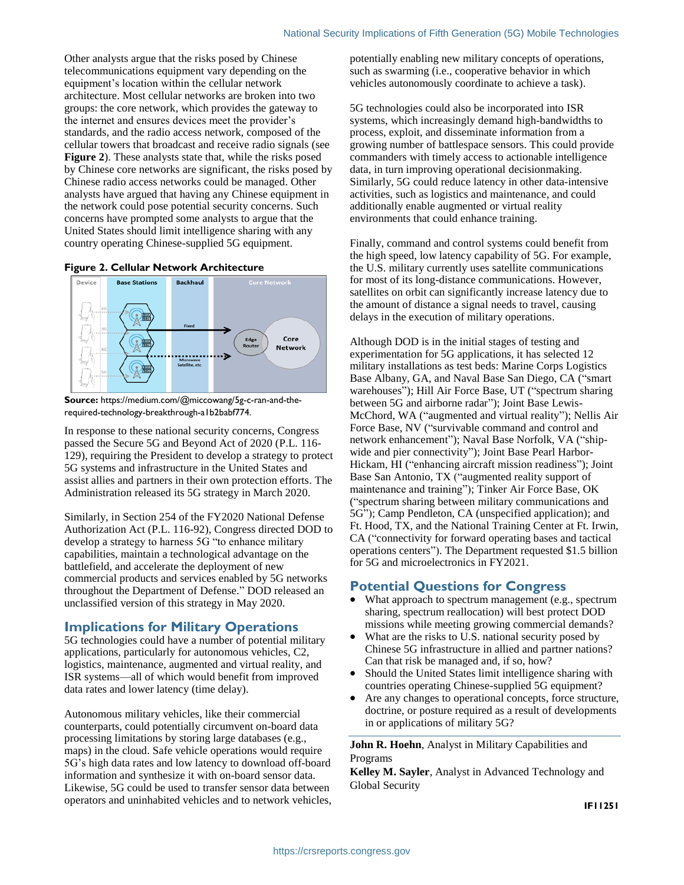Other analysts argue that the risks posed by Chinese telecommunications equipment vary depending on the equipment's location within the cellular network architecture. Most cellular networks are broken into two groups: the core network, which provides the gateway to the internet and ensures devices meet the provider's standards, and the radio access network, composed of the cellular towers that broadcast and receive radio signals (see **Figure 2**). These analysts state that, while the risks posed by Chinese core networks are significant, the risks posed by Chinese radio access networks could be managed. Other analysts have argued that having any Chinese equipment in the network could pose potential security concerns. Such concerns have prompted some analysts to argue that the United States should limit intelligence sharing with any country operating Chinese-supplied 5G equipment.

**Figure 2. Cellular Network Architecture**

**Source:** https://medium.com/@miccowang/5g-c-ran-and-the-required-technology-breakthrough-a1b2babf774.

In response to these national security concerns, Congress passed the Secure 5G and Beyond Act of 2020 (P.L. 116-129), requiring the President to develop a strategy to protect 5G systems and infrastructure in the United States and assist allies and partners in their own protection efforts. The Administration released its 5G strategy in March 2020.

Similarly, in Section 254 of the FY2020 National Defense Authorization Act (P.L. 116-92), Congress directed DOD to develop a strategy to harness 5G "to enhance military capabilities, maintain a technological advantage on the battlefield, and accelerate the deployment of new commercial products and services enabled by 5G networks throughout the Department of Defense." DOD released an unclassified version of this strategy in May 2020.

## Implications for Military Operations

5G technologies could have a number of potential military applications, particularly for autonomous vehicles, C2, logistics, maintenance, augmented and virtual reality, and ISR systems—all of which would benefit from improved data rates and lower latency (time delay).

Autonomous military vehicles, like their commercial counterparts, could potentially circumvent on-board data processing limitations by storing large databases (e.g., maps) in the cloud. Safe vehicle operations would require 5G's high data rates and low latency to download off-board information and synthesize it with on-board sensor data. Likewise, 5G could be used to transfer sensor data between operators and uninhabited vehicles and to network vehicles, potentially enabling new military concepts of operations, such as swarming (i.e., cooperative behavior in which vehicles autonomously coordinate to achieve a task).

5G technologies could also be incorporated into ISR systems, which increasingly demand high-bandwidths to process, exploit, and disseminate information from a growing number of battlespace sensors. This could provide commanders with timely access to actionable intelligence data, in turn improving operational decisionmaking. Similarly, 5G could reduce latency in other data-intensive activities, such as logistics and maintenance, and could additionally enable augmented or virtual reality environments that could enhance training.

Finally, command and control systems could benefit from the high speed, low latency capability of 5G. For example, the U.S. military currently uses satellite communications for most of its long-distance communications. However, satellites on orbit can significantly increase latency due to the amount of distance a signal needs to travel, causing delays in the execution of military operations.

Although DOD is in the initial stages of testing and experimentation for 5G applications, it has selected 12 military installations as test beds: Marine Corps Logistics Base Albany, GA, and Naval Base San Diego, CA ("smart warehouses"); Hill Air Force Base, UT ("spectrum sharing between 5G and airborne radar"); Joint Base Lewis-McChord, WA ("augmented and virtual reality"); Nellis Air Force Base, NV ("survivable command and control and network enhancement"); Naval Base Norfolk, VA ("ship-wide and pier connectivity"); Joint Base Pearl Harbor-Hickam, HI ("enhancing aircraft mission readiness"); Joint Base San Antonio, TX ("augmented reality support of maintenance and training"); Tinker Air Force Base, OK ("spectrum sharing between military communications and 5G"); Camp Pendleton, CA (unspecified application); and Ft. Hood, TX, and the National Training Center at Ft. Irwin, CA ("connectivity for forward operating bases and tactical operations centers"). The Department requested $1.5 billion for 5G and microelectronics in FY2021.

## Potential Questions for Congress

- What approach to spectrum management (e.g., spectrum sharing, spectrum reallocation) will best protect DOD missions while meeting growing commercial demands?
- What are the risks to U.S. national security posed by Chinese 5G infrastructure in allied and partner nations? Can that risk be managed and, if so, how?
- Should the United States limit intelligence sharing with countries operating Chinese-supplied 5G equipment?
- Are any changes to operational concepts, force structure, doctrine, or posture required as a result of developments in or applications of military 5G?

**John R. Hoehn**, Analyst in Military Capabilities and Programs

**Kelley M. Sayler**, Analyst in Advanced Technology and Global Security

IF11251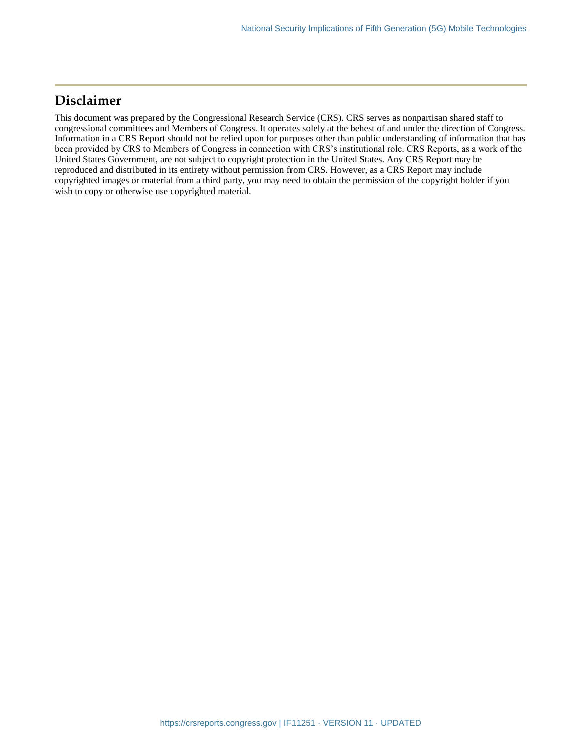## Disclaimer

This document was prepared by the Congressional Research Service (CRS). CRS serves as nonpartisan shared staff to congressional committees and Members of Congress. It operates solely at the behest of and under the direction of Congress. Information in a CRS Report should not be relied upon for purposes other than public understanding of information that has been provided by CRS to Members of Congress in connection with CRS's institutional role. CRS Reports, as a work of the United States Government, are not subject to copyright protection in the United States. Any CRS Report may be reproduced and distributed in its entirety without permission from CRS. However, as a CRS Report may include copyrighted images or material from a third party, you may need to obtain the permission of the copyright holder if you wish to copy or otherwise use copyrighted material.